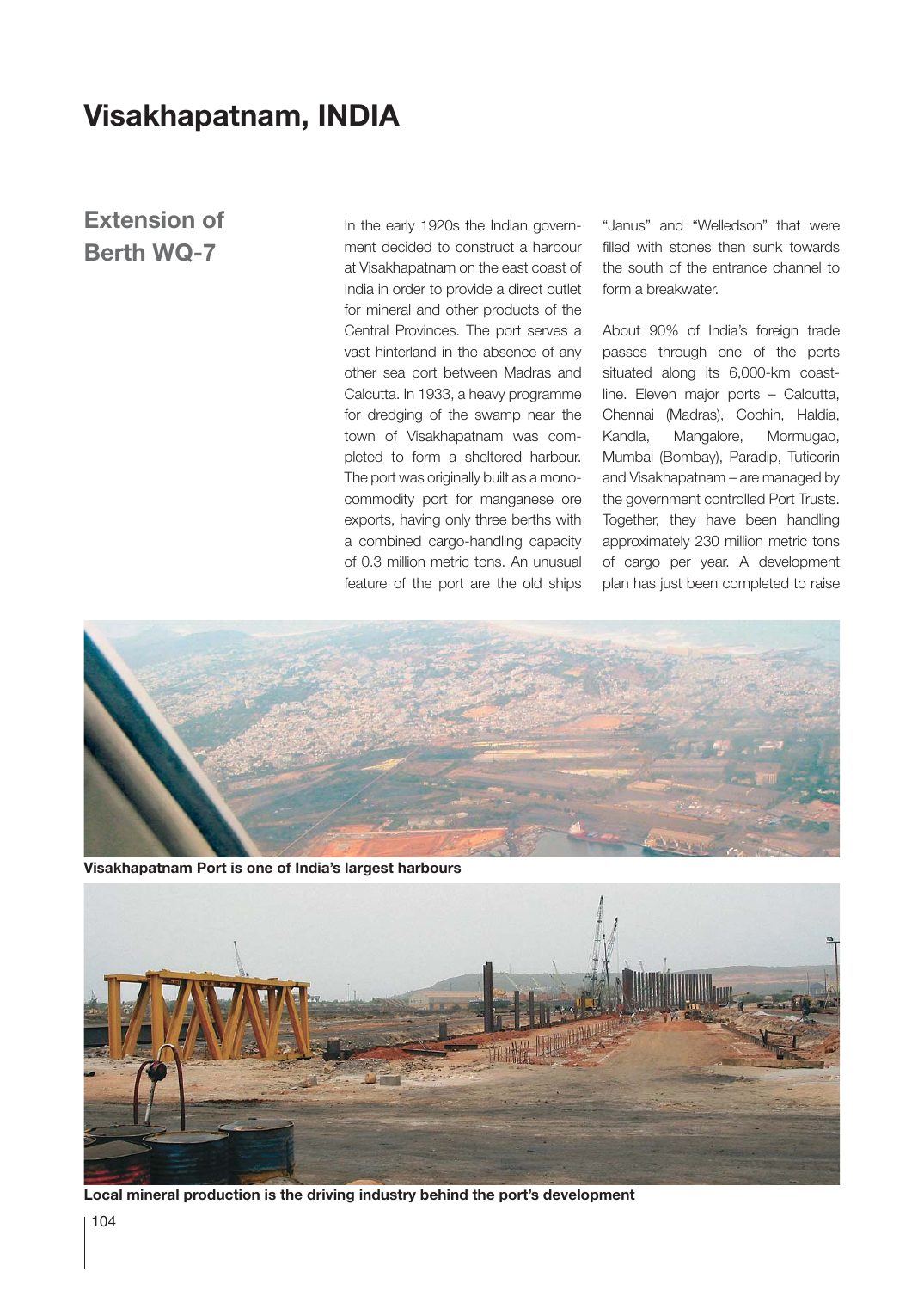# Visakhapatnam, INDIA

## Extension of Berth WQ-7

In the early 1920s the Indian government decided to construct a harbour at Visakhapatnam on the east coast of India in order to provide a direct outlet for mineral and other products of the Central Provinces. The port serves a vast hinterland in the absence of any other sea port between Madras and Calcutta. In 1933, a heavy programme for dredging of the swamp near the town of Visakhapatnam was completed to form a sheltered harbour. The port was originally built as a monocommodity port for manganese ore exports, having only three berths with a combined cargo-handling capacity of 0.3 million metric tons. An unusual feature of the port are the old ships "Janus" and "Welledson" that were filled with stones then sunk towards the south of the entrance channel to form a breakwater.

About 90% of India's foreign trade passes through one of the ports situated along its 6,000-km coastline. Eleven major ports – Calcutta, Chennai (Madras), Cochin, Haldia, Kandla, Mangalore, Mormugao, Mumbai (Bombay), Paradip, Tuticorin and Visakhapatnam – are managed by the government controlled Port Trusts. Together, they have been handling approximately 230 million metric tons of cargo per year. A development plan has just been completed to raise

**Visakhapatnam Port is one of India's largest harbours**

**Local mineral production is the driving industry behind the port's development**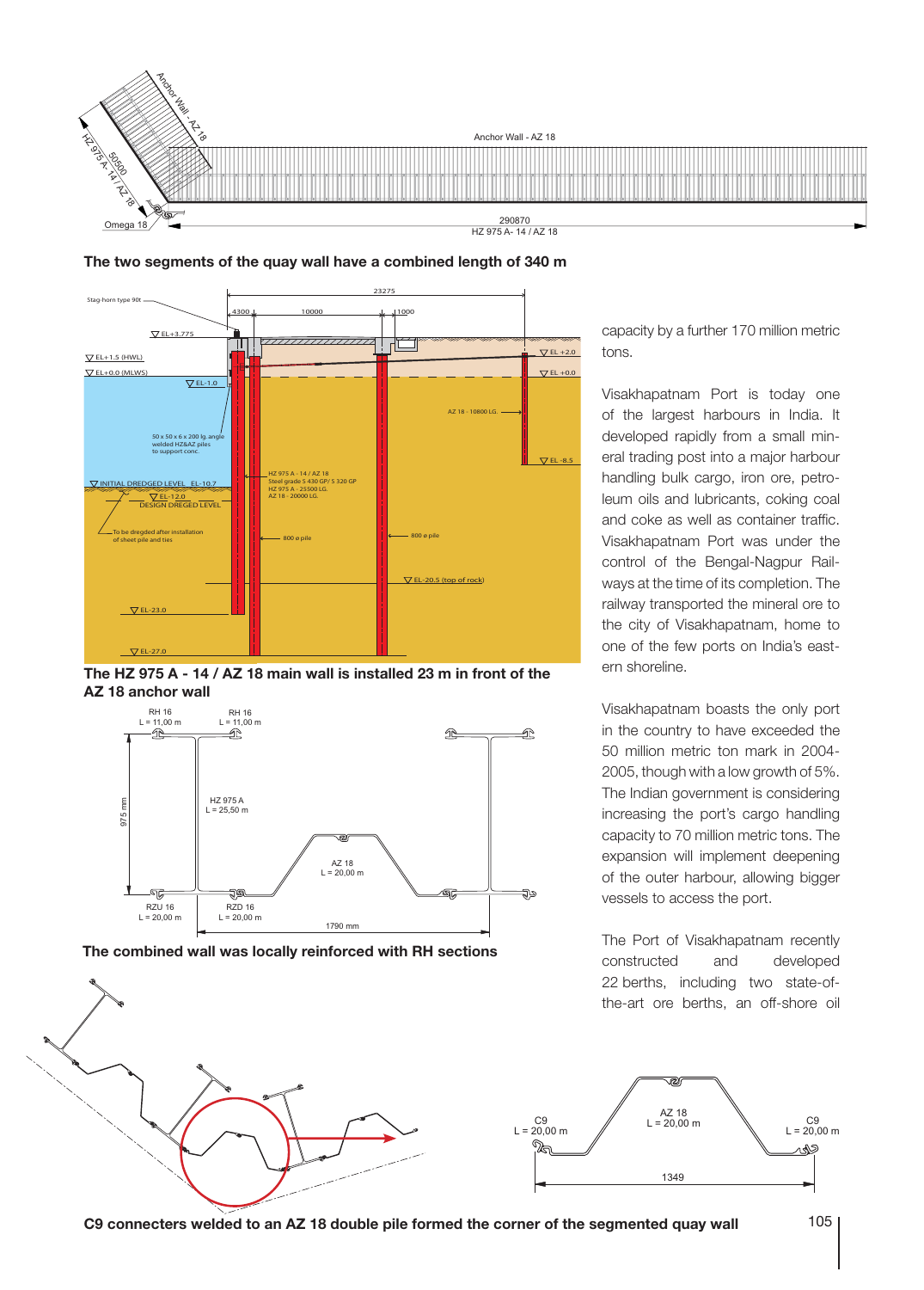**The two segments of the quay wall have a combined length of 340 m**

**The HZ 975 A - 14 / AZ 18 main wall is installed 23 m in front of the AZ 18 anchor wall**

**The combined wall was locally reinforced with RH sections**

capacity by a further 170 million metric tons.

Visakhapatnam Port is today one of the largest harbours in India. It developed rapidly from a small mineral trading post into a major harbour handling bulk cargo, iron ore, petroleum oils and lubricants, coking coal and coke as well as container traffic. Visakhapatnam Port was under the control of the Bengal-Nagpur Railways at the time of its completion. The railway transported the mineral ore to the city of Visakhapatnam, home to one of the few ports on India's eastern shoreline.

Visakhapatnam boasts the only port in the country to have exceeded the 50 million metric ton mark in 2004-2005, though with a low growth of 5%. The Indian government is considering increasing the port's cargo handling capacity to 70 million metric tons. The expansion will implement deepening of the outer harbour, allowing bigger vessels to access the port.

The Port of Visakhapatnam recently constructed and developed 22 berths, including two state-of-the-art ore berths, an off-shore oil

**C9 connecters welded to an AZ 18 double pile formed the corner of the segmented quay wall**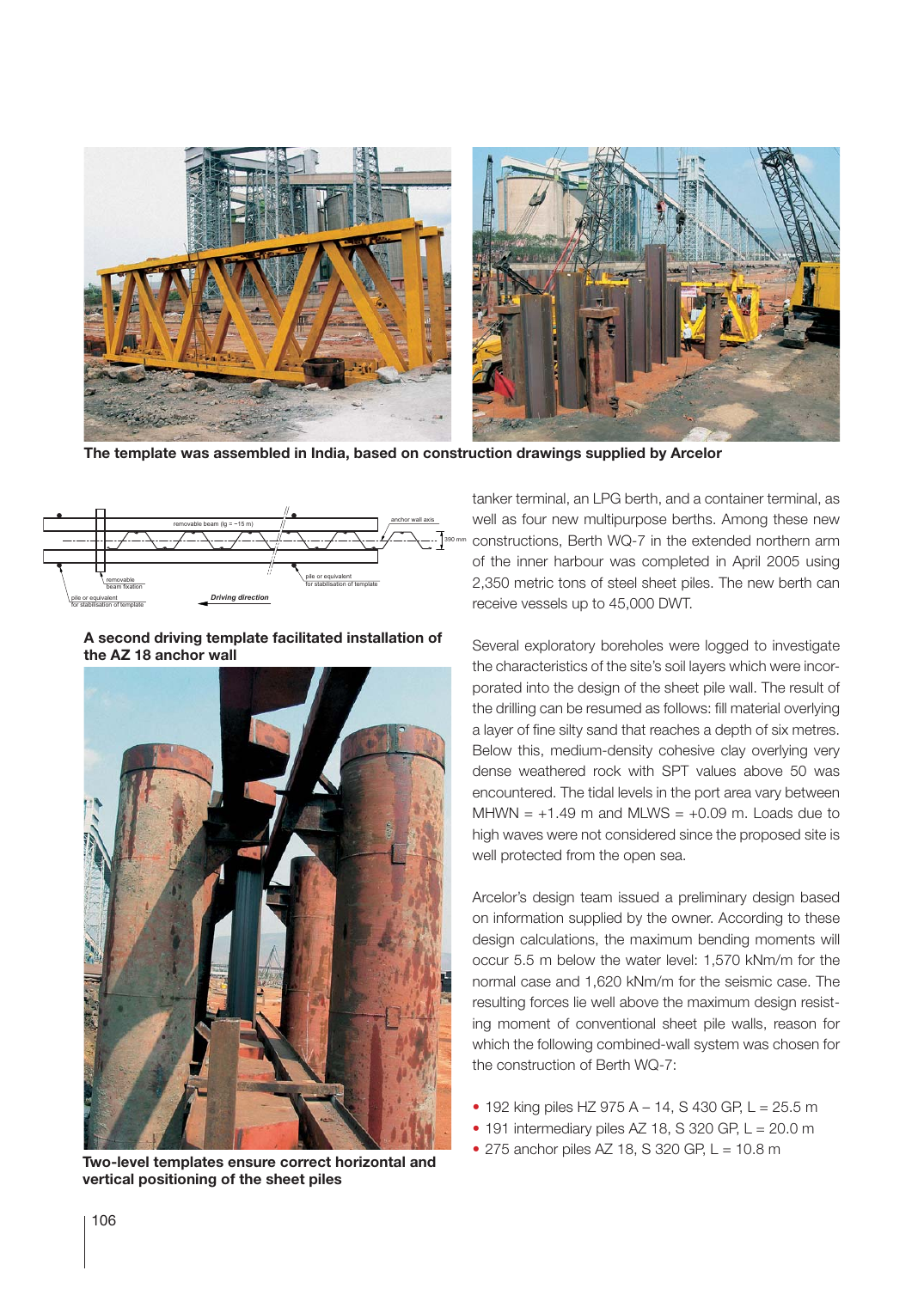The template was assembled in India, based on construction drawings supplied by Arcelor

A second driving template facilitated installation of the AZ 18 anchor wall

Two-level templates ensure correct horizontal and vertical positioning of the sheet piles

tanker terminal, an LPG berth, and a container terminal, as well as four new multipurpose berths. Among these new constructions, Berth WQ-7 in the extended northern arm of the inner harbour was completed in April 2005 using 2,350 metric tons of steel sheet piles. The new berth can receive vessels up to 45,000 DWT.

Several exploratory boreholes were logged to investigate the characteristics of the site's soil layers which were incorporated into the design of the sheet pile wall. The result of the drilling can be resumed as follows: fill material overlying a layer of fine silty sand that reaches a depth of six metres. Below this, medium-density cohesive clay overlying very dense weathered rock with SPT values above 50 was encountered. The tidal levels in the port area vary between MHWN = +1.49 m and MLWS = +0.09 m. Loads due to high waves were not considered since the proposed site is well protected from the open sea.

Arcelor's design team issued a preliminary design based on information supplied by the owner. According to these design calculations, the maximum bending moments will occur 5.5 m below the water level: 1,570 kNm/m for the normal case and 1,620 kNm/m for the seismic case. The resulting forces lie well above the maximum design resisting moment of conventional sheet pile walls, reason for which the following combined-wall system was chosen for the construction of Berth WQ-7:

- 192 king piles HZ 975 A – 14, S 430 GP, L = 25.5 m
- 191 intermediary piles AZ 18, S 320 GP, L = 20.0 m
- 275 anchor piles AZ 18, S 320 GP, L = 10.8 m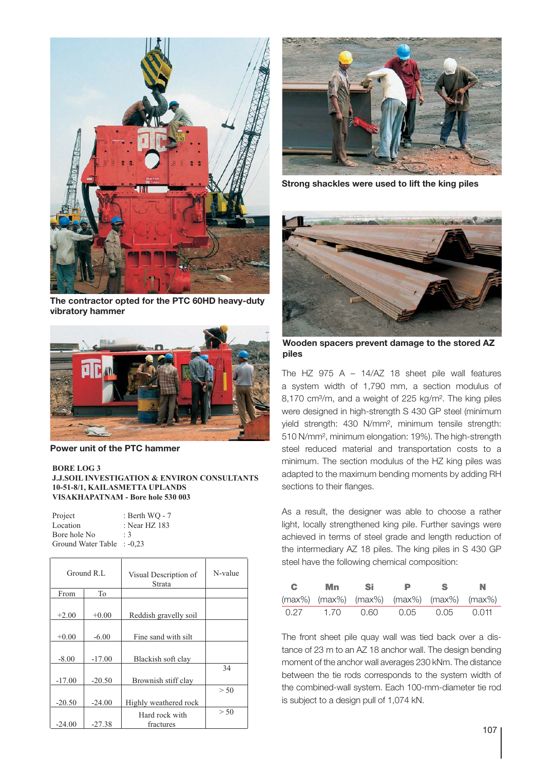The contractor opted for the PTC 60HD heavy-duty vibratory hammer

Power unit of the PTC hammer

**BORE LOG 3**
**J.J.SOIL INVESTIGATION & ENVIRON CONSULTANTS**
**10-51-8/1, KAILASMETTA UPLANDS**
**VISAKHAPATNAM - Bore hole 530 003**

Project : Berth WQ - 7
Location : Near HZ 183
Bore hole No : 3
Ground Water Table : -0,23

| Ground R.L | | Visual Description of Strata | N-value |
|---|---|---|---|
| From | To | | |
| +2.00 | +0.00 | Reddish gravelly soil | |
| +0.00 | -6.00 | Fine sand with silt | |
| -8.00 | -17.00 | Blackish soft clay | |
| -17.00 | -20.50 | Brownish stiff clay | 34 |
| -20.50 | -24.00 | Highly weathered rock | > 50 |
| -24.00 | -27.38 | Hard rock with fractures | > 50 |

Strong shackles were used to lift the king piles

Wooden spacers prevent damage to the stored AZ piles

The HZ 975 A – 14/AZ 18 sheet pile wall features a system width of 1,790 mm, a section modulus of 8,170 cm³/m, and a weight of 225 kg/m². The king piles were designed in high-strength S 430 GP steel (minimum yield strength: 430 N/mm², minimum tensile strength: 510 N/mm², minimum elongation: 19%). The high-strength steel reduced material and transportation costs to a minimum. The section modulus of the HZ king piles was adapted to the maximum bending moments by adding RH sections to their flanges.

As a result, the designer was able to choose a rather light, locally strengthened king pile. Further savings were achieved in terms of steel grade and length reduction of the intermediary AZ 18 piles. The king piles in S 430 GP steel have the following chemical composition:

| C (max%) | Mn (max%) | Si (max%) | P (max%) | S (max%) | N (max%) |
|---|---|---|---|---|---|
| 0.27 | 1.70 | 0.60 | 0.05 | 0.05 | 0.011 |

The front sheet pile quay wall was tied back over a distance of 23 m to an AZ 18 anchor wall. The design bending moment of the anchor wall averages 230 kNm. The distance between the tie rods corresponds to the system width of the combined-wall system. Each 100-mm-diameter tie rod is subject to a design pull of 1,074 kN.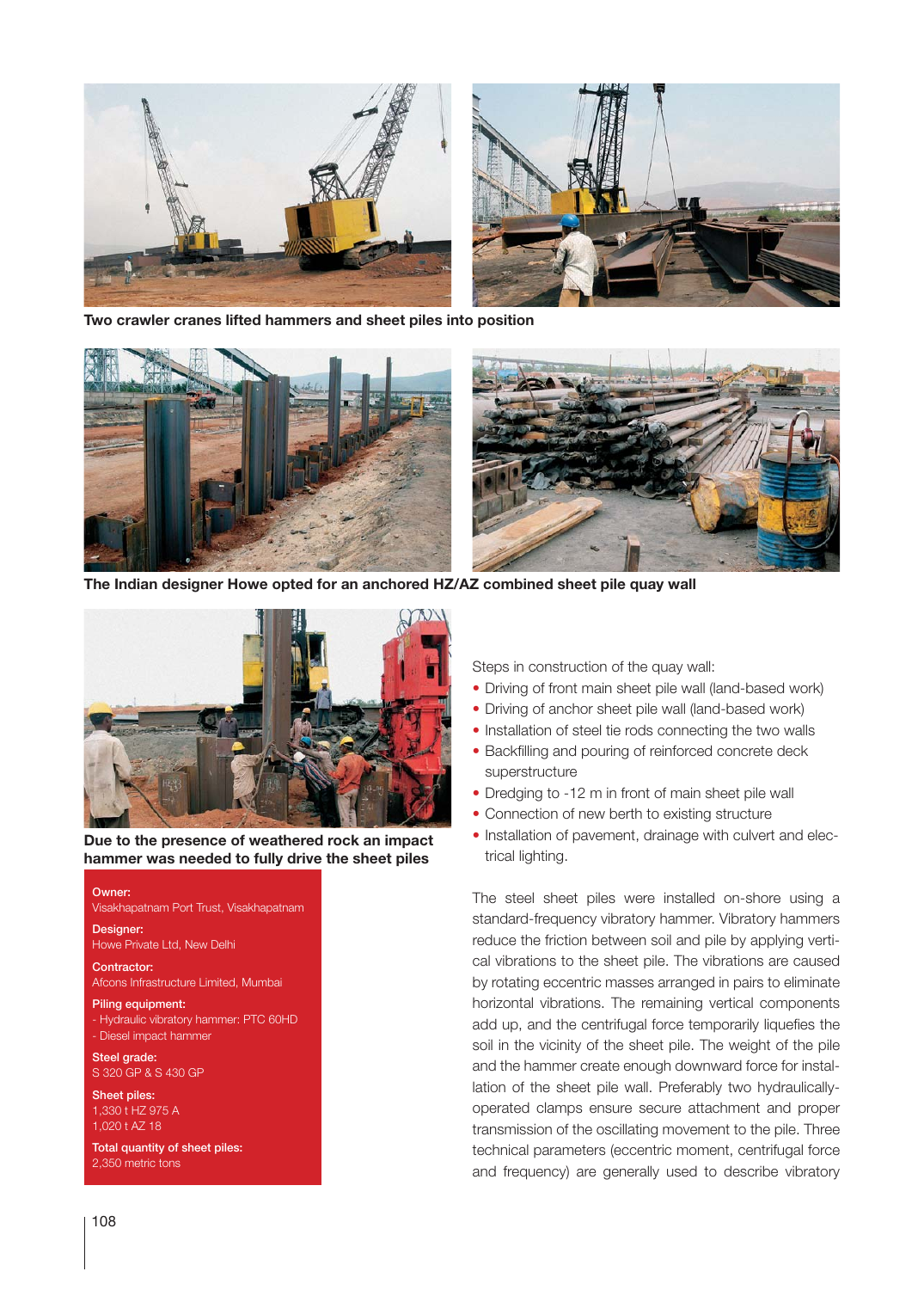**Two crawler cranes lifted hammers and sheet piles into position**

**The Indian designer Howe opted for an anchored HZ/AZ combined sheet pile quay wall**

**Due to the presence of weathered rock an impact hammer was needed to fully drive the sheet piles**

**Owner:**
Visakhapatnam Port Trust, Visakhapatnam

**Designer:**
Howe Private Ltd, New Delhi

**Contractor:**
Afcons Infrastructure Limited, Mumbai

**Piling equipment:**
- Hydraulic vibratory hammer: PTC 60HD
- Diesel impact hammer

**Steel grade:**
S 320 GP & S 430 GP

**Sheet piles:**
1,330 t HZ 975 A
1,020 t AZ 18

**Total quantity of sheet piles:**
2,350 metric tons

Steps in construction of the quay wall:

- Driving of front main sheet pile wall (land-based work)
- Driving of anchor sheet pile wall (land-based work)
- Installation of steel tie rods connecting the two walls
- Backfilling and pouring of reinforced concrete deck superstructure
- Dredging to -12 m in front of main sheet pile wall
- Connection of new berth to existing structure
- Installation of pavement, drainage with culvert and electrical lighting.

The steel sheet piles were installed on-shore using a standard-frequency vibratory hammer. Vibratory hammers reduce the friction between soil and pile by applying vertical vibrations to the sheet pile. The vibrations are caused by rotating eccentric masses arranged in pairs to eliminate horizontal vibrations. The remaining vertical components add up, and the centrifugal force temporarily liquefies the soil in the vicinity of the sheet pile. The weight of the pile and the hammer create enough downward force for installation of the sheet pile wall. Preferably two hydraulically-operated clamps ensure secure attachment and proper transmission of the oscillating movement to the pile. Three technical parameters (eccentric moment, centrifugal force and frequency) are generally used to describe vibratory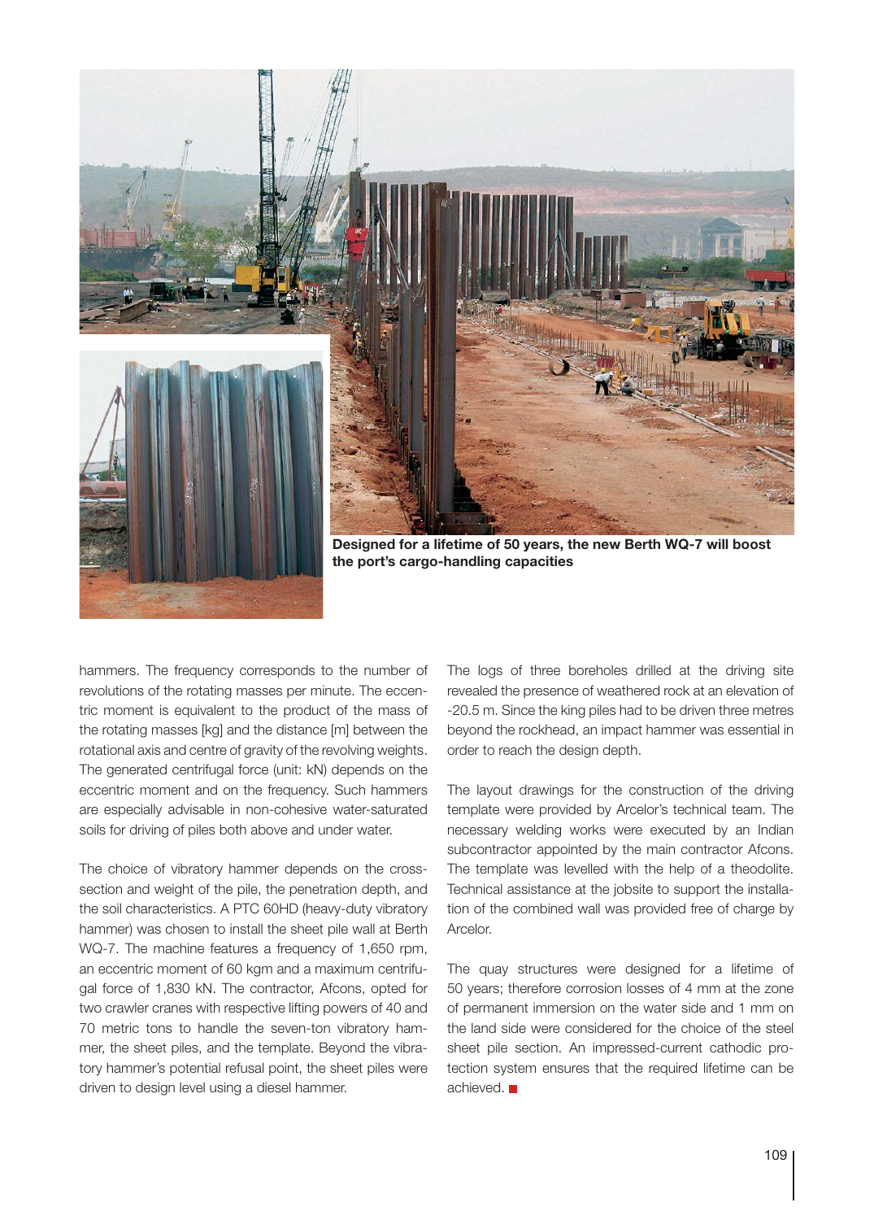**Designed for a lifetime of 50 years, the new Berth WQ-7 will boost the port's cargo-handling capacities**

hammers. The frequency corresponds to the number of revolutions of the rotating masses per minute. The eccentric moment is equivalent to the product of the mass of the rotating masses [kg] and the distance [m] between the rotational axis and centre of gravity of the revolving weights. The generated centrifugal force (unit: kN) depends on the eccentric moment and on the frequency. Such hammers are especially advisable in non-cohesive water-saturated soils for driving of piles both above and under water.

The choice of vibratory hammer depends on the cross-section and weight of the pile, the penetration depth, and the soil characteristics. A PTC 60HD (heavy-duty vibratory hammer) was chosen to install the sheet pile wall at Berth WQ-7. The machine features a frequency of 1,650 rpm, an eccentric moment of 60 kgm and a maximum centrifugal force of 1,830 kN. The contractor, Afcons, opted for two crawler cranes with respective lifting powers of 40 and 70 metric tons to handle the seven-ton vibratory hammer, the sheet piles, and the template. Beyond the vibratory hammer's potential refusal point, the sheet piles were driven to design level using a diesel hammer.

The logs of three boreholes drilled at the driving site revealed the presence of weathered rock at an elevation of -20.5 m. Since the king piles had to be driven three metres beyond the rockhead, an impact hammer was essential in order to reach the design depth.

The layout drawings for the construction of the driving template were provided by Arcelor's technical team. The necessary welding works were executed by an Indian subcontractor appointed by the main contractor Afcons. The template was levelled with the help of a theodolite. Technical assistance at the jobsite to support the installation of the combined wall was provided free of charge by Arcelor.

The quay structures were designed for a lifetime of 50 years; therefore corrosion losses of 4 mm at the zone of permanent immersion on the water side and 1 mm on the land side were considered for the choice of the steel sheet pile section. An impressed-current cathodic protection system ensures that the required lifetime can be achieved. ■